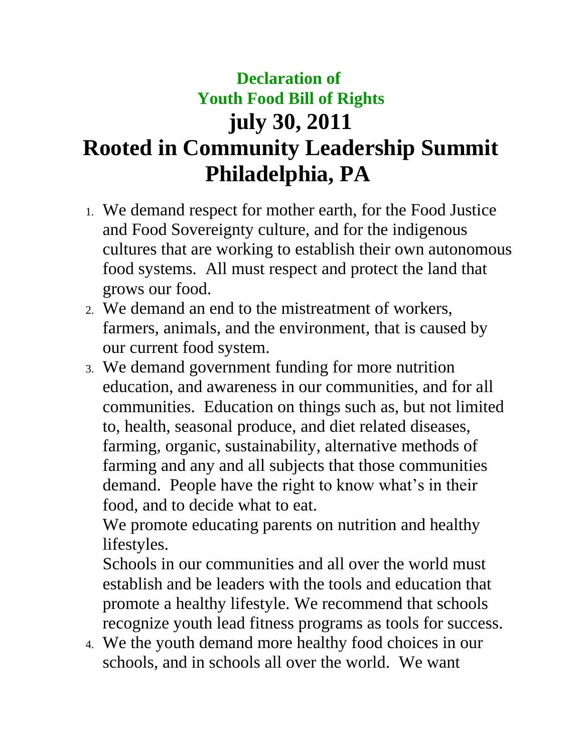# Declaration of
# Youth Food Bill of Rights
# july 30, 2011
# Rooted in Community Leadership Summit
# Philadelphia, PA

1. We demand respect for mother earth, for the Food Justice and Food Sovereignty culture, and for the indigenous cultures that are working to establish their own autonomous food systems. All must respect and protect the land that grows our food.
2. We demand an end to the mistreatment of workers, farmers, animals, and the environment, that is caused by our current food system.
3. We demand government funding for more nutrition education, and awareness in our communities, and for all communities. Education on things such as, but not limited to, health, seasonal produce, and diet related diseases, farming, organic, sustainability, alternative methods of farming and any and all subjects that those communities demand. People have the right to know what's in their food, and to decide what to eat.

   We promote educating parents on nutrition and healthy lifestyles.

   Schools in our communities and all over the world must establish and be leaders with the tools and education that promote a healthy lifestyle. We recommend that schools recognize youth lead fitness programs as tools for success.
4. We the youth demand more healthy food choices in our schools, and in schools all over the world. We want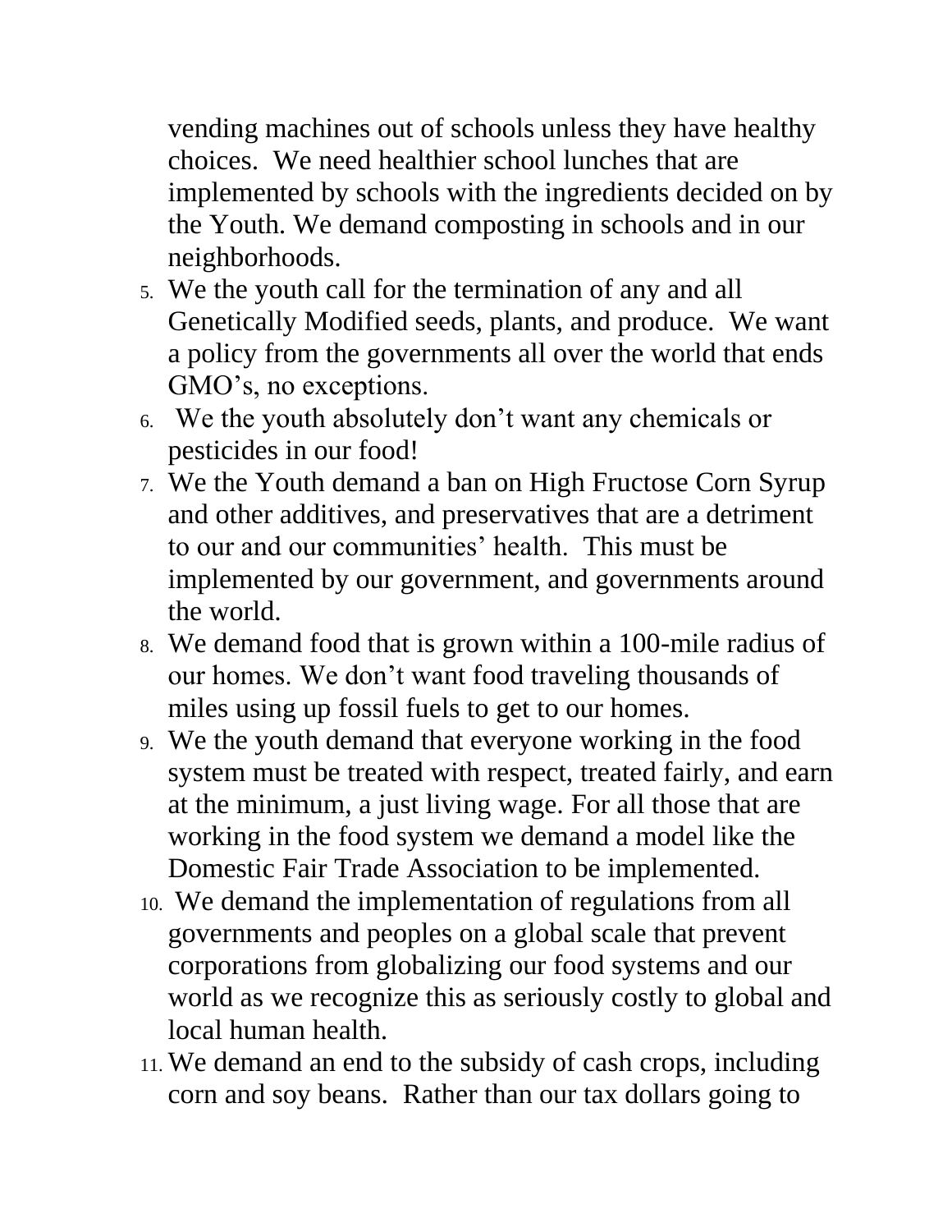vending machines out of schools unless they have healthy choices.  We need healthier school lunches that are implemented by schools with the ingredients decided on by the Youth. We demand composting in schools and in our neighborhoods.

5. We the youth call for the termination of any and all Genetically Modified seeds, plants, and produce.  We want a policy from the governments all over the world that ends GMO's, no exceptions.
6. We the youth absolutely don't want any chemicals or pesticides in our food!
7. We the Youth demand a ban on High Fructose Corn Syrup and other additives, and preservatives that are a detriment to our and our communities' health.  This must be implemented by our government, and governments around the world.
8. We demand food that is grown within a 100-mile radius of our homes. We don't want food traveling thousands of miles using up fossil fuels to get to our homes.
9. We the youth demand that everyone working in the food system must be treated with respect, treated fairly, and earn at the minimum, a just living wage. For all those that are working in the food system we demand a model like the Domestic Fair Trade Association to be implemented.
10. We demand the implementation of regulations from all governments and peoples on a global scale that prevent corporations from globalizing our food systems and our world as we recognize this as seriously costly to global and local human health.
11. We demand an end to the subsidy of cash crops, including corn and soy beans.  Rather than our tax dollars going to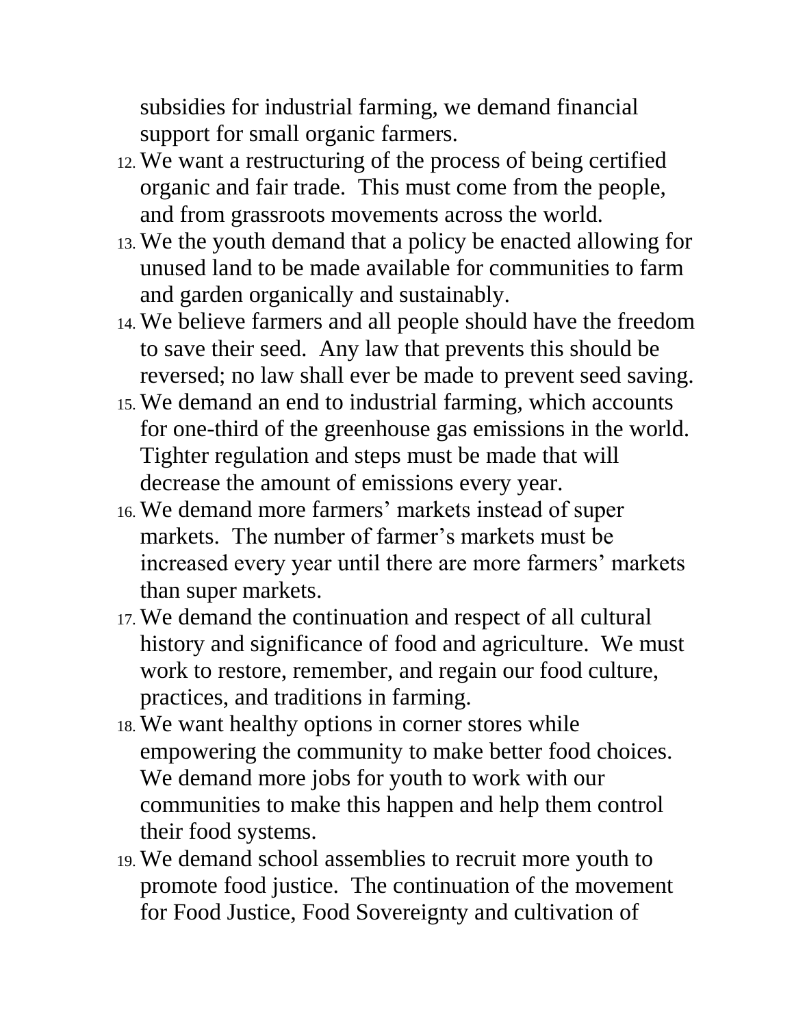subsidies for industrial farming, we demand financial support for small organic farmers.

12. We want a restructuring of the process of being certified organic and fair trade. This must come from the people, and from grassroots movements across the world.
13. We the youth demand that a policy be enacted allowing for unused land to be made available for communities to farm and garden organically and sustainably.
14. We believe farmers and all people should have the freedom to save their seed. Any law that prevents this should be reversed; no law shall ever be made to prevent seed saving.
15. We demand an end to industrial farming, which accounts for one-third of the greenhouse gas emissions in the world. Tighter regulation and steps must be made that will decrease the amount of emissions every year.
16. We demand more farmers' markets instead of super markets. The number of farmer's markets must be increased every year until there are more farmers' markets than super markets.
17. We demand the continuation and respect of all cultural history and significance of food and agriculture. We must work to restore, remember, and regain our food culture, practices, and traditions in farming.
18. We want healthy options in corner stores while empowering the community to make better food choices. We demand more jobs for youth to work with our communities to make this happen and help them control their food systems.
19. We demand school assemblies to recruit more youth to promote food justice. The continuation of the movement for Food Justice, Food Sovereignty and cultivation of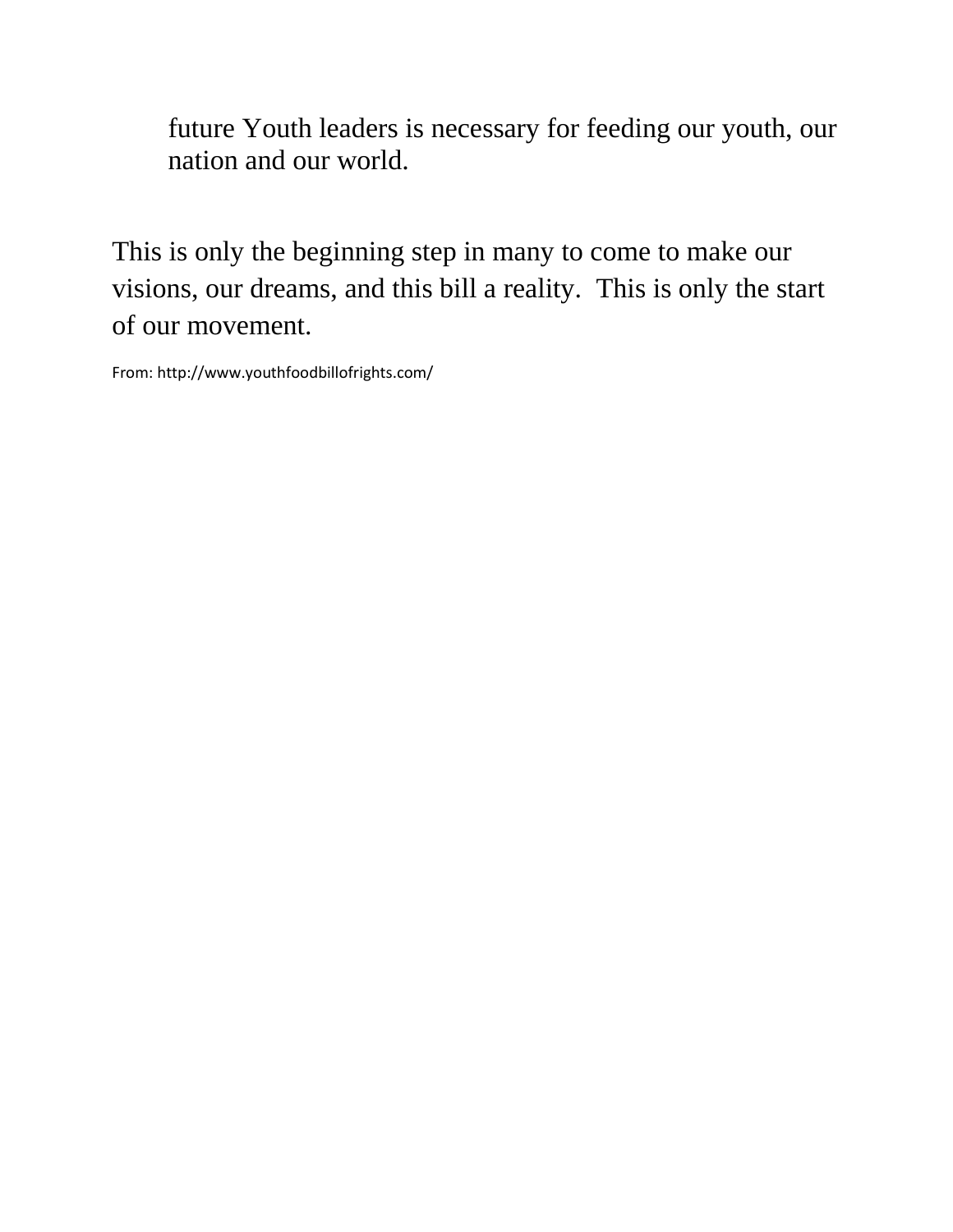future Youth leaders is necessary for feeding our youth, our nation and our world.

This is only the beginning step in many to come to make our visions, our dreams, and this bill a reality. This is only the start of our movement.

From: http://www.youthfoodbillofrights.com/